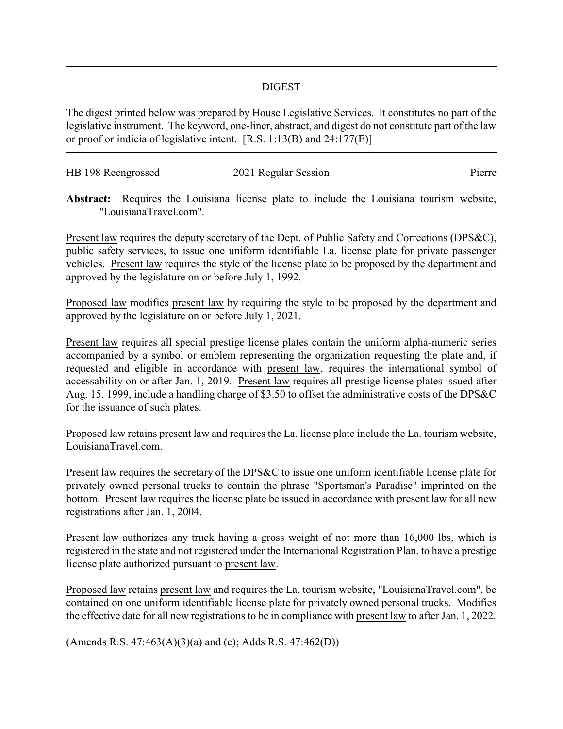## DIGEST

The digest printed below was prepared by House Legislative Services. It constitutes no part of the legislative instrument. The keyword, one-liner, abstract, and digest do not constitute part of the law or proof or indicia of legislative intent. [R.S. 1:13(B) and 24:177(E)]

HB 198 Reengrossed | 2021 Regular Session | Pierre

**Abstract:** Requires the Louisiana license plate to include the Louisiana tourism website, "LouisianaTravel.com".

Present law requires the deputy secretary of the Dept. of Public Safety and Corrections (DPS&C), public safety services, to issue one uniform identifiable La. license plate for private passenger vehicles. Present law requires the style of the license plate to be proposed by the department and approved by the legislature on or before July 1, 1992.

Proposed law modifies present law by requiring the style to be proposed by the department and approved by the legislature on or before July 1, 2021.

Present law requires all special prestige license plates contain the uniform alpha-numeric series accompanied by a symbol or emblem representing the organization requesting the plate and, if requested and eligible in accordance with present law, requires the international symbol of accessability on or after Jan. 1, 2019. Present law requires all prestige license plates issued after Aug. 15, 1999, include a handling charge of $3.50 to offset the administrative costs of the DPS&C for the issuance of such plates.

Proposed law retains present law and requires the La. license plate include the La. tourism website, LouisianaTravel.com.

Present law requires the secretary of the DPS&C to issue one uniform identifiable license plate for privately owned personal trucks to contain the phrase "Sportsman's Paradise" imprinted on the bottom. Present law requires the license plate be issued in accordance with present law for all new registrations after Jan. 1, 2004.

Present law authorizes any truck having a gross weight of not more than 16,000 lbs, which is registered in the state and not registered under the International Registration Plan, to have a prestige license plate authorized pursuant to present law.

Proposed law retains present law and requires the La. tourism website, "LouisianaTravel.com", be contained on one uniform identifiable license plate for privately owned personal trucks. Modifies the effective date for all new registrations to be in compliance with present law to after Jan. 1, 2022.

(Amends R.S. 47:463(A)(3)(a) and (c); Adds R.S. 47:462(D))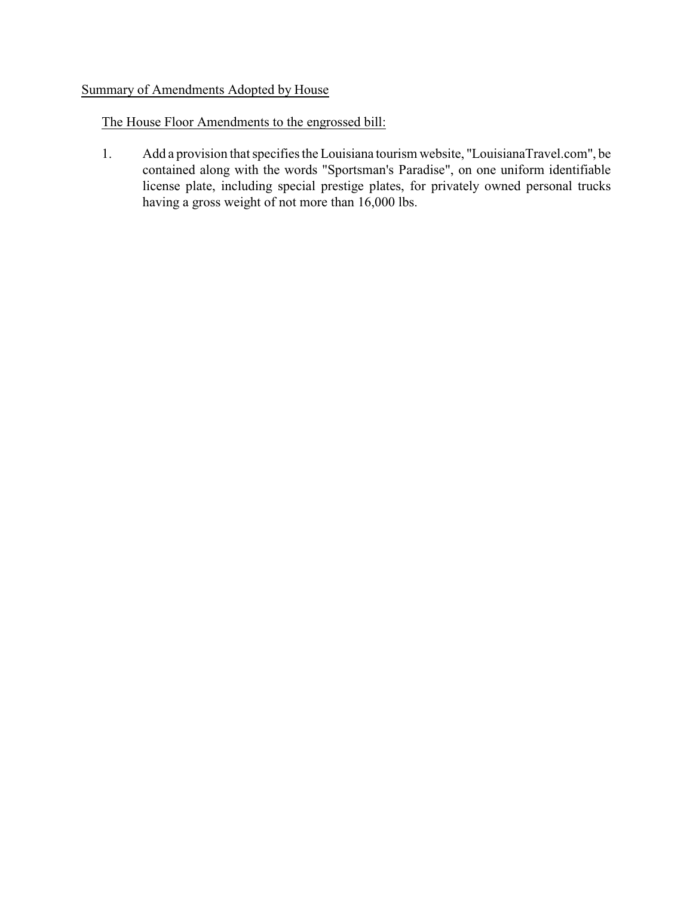Summary of Amendments Adopted by House

The House Floor Amendments to the engrossed bill:

1. Add a provision that specifies the Louisiana tourism website, "LouisianaTravel.com", be contained along with the words "Sportsman's Paradise", on one uniform identifiable license plate, including special prestige plates, for privately owned personal trucks having a gross weight of not more than 16,000 lbs.